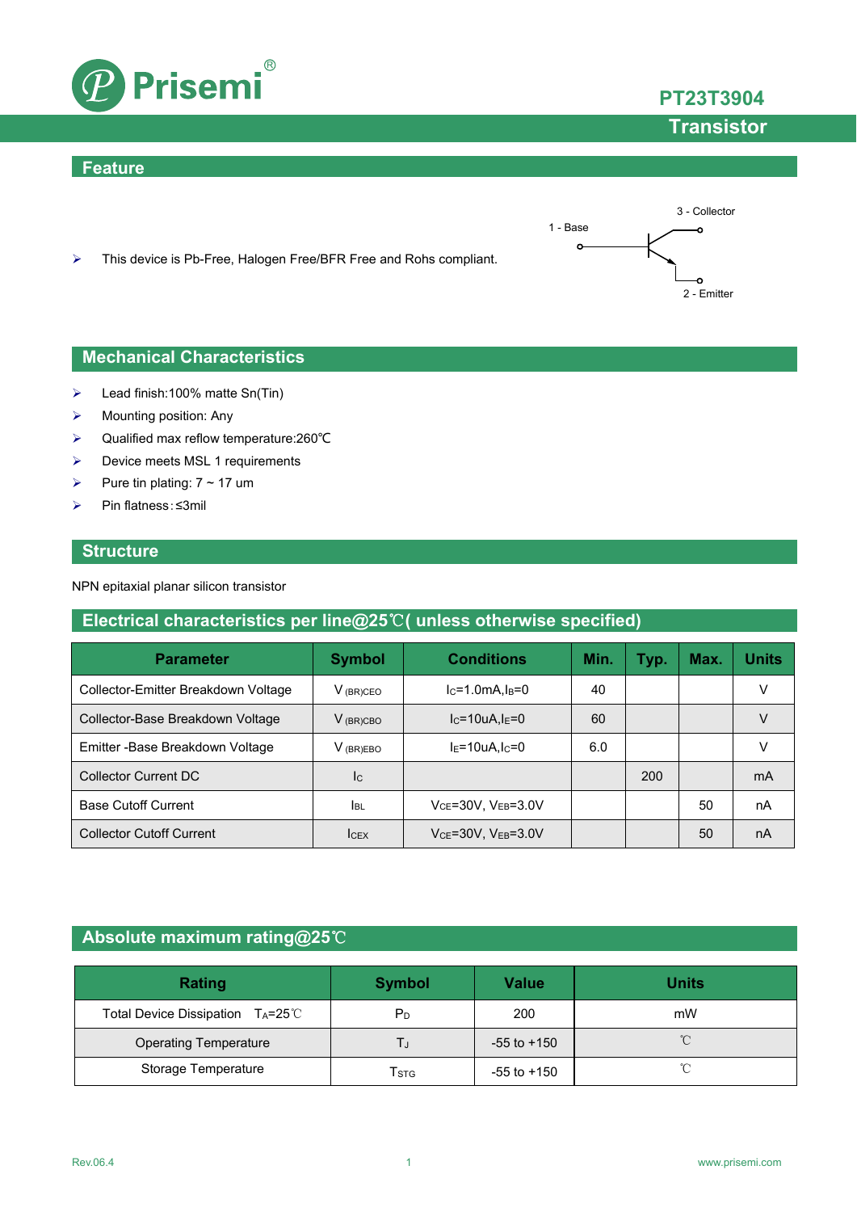# PT23T3904

## Transistor

## Feature

- This device is Pb-Free, Halogen Free/BFR Free and Rohs compliant.

1 - Base
3 - Collector
2 - Emitter

## Mechanical Characteristics

- Lead finish:100% matte Sn(Tin)
- Mounting position: Any
- Qualified max reflow temperature:260℃
- Device meets MSL 1 requirements
- Pure tin plating: 7 ~ 17 um
- Pin flatness:≤3mil

## Structure

NPN epitaxial planar silicon transistor

## Electrical characteristics per line@25℃( unless otherwise specified)

| Parameter | Symbol | Conditions | Min. | Typ. | Max. | Units |
|---|---|---|---|---|---|---|
| Collector-Emitter Breakdown Voltage | $V_{(BR)CEO}$ | $I_C$=1.0mA,$I_B$=0 | 40 | | | V |
| Collector-Base Breakdown Voltage | $V_{(BR)CBO}$ | $I_C$=10uA,$I_E$=0 | 60 | | | V |
| Emitter -Base Breakdown Voltage | $V_{(BR)EBO}$ | $I_E$=10uA,$I_C$=0 | 6.0 | | | V |
| Collector Current DC | $I_C$ | | | 200 | | mA |
| Base Cutoff Current | $I_{BL}$ | $V_{CE}$=30V, $V_{EB}$=3.0V | | | 50 | nA |
| Collector Cutoff Current | $I_{CEX}$ | $V_{CE}$=30V, $V_{EB}$=3.0V | | | 50 | nA |

## Absolute maximum rating@25℃

| Rating | Symbol | Value | Units |
|---|---|---|---|
| Total Device Dissipation $T_A$=25℃ | $P_D$ | 200 | mW |
| Operating Temperature | $T_J$ | -55 to +150 | ℃ |
| Storage Temperature | $T_{STG}$ | -55 to +150 | ℃ |

Rev.06.4

www.prisemi.com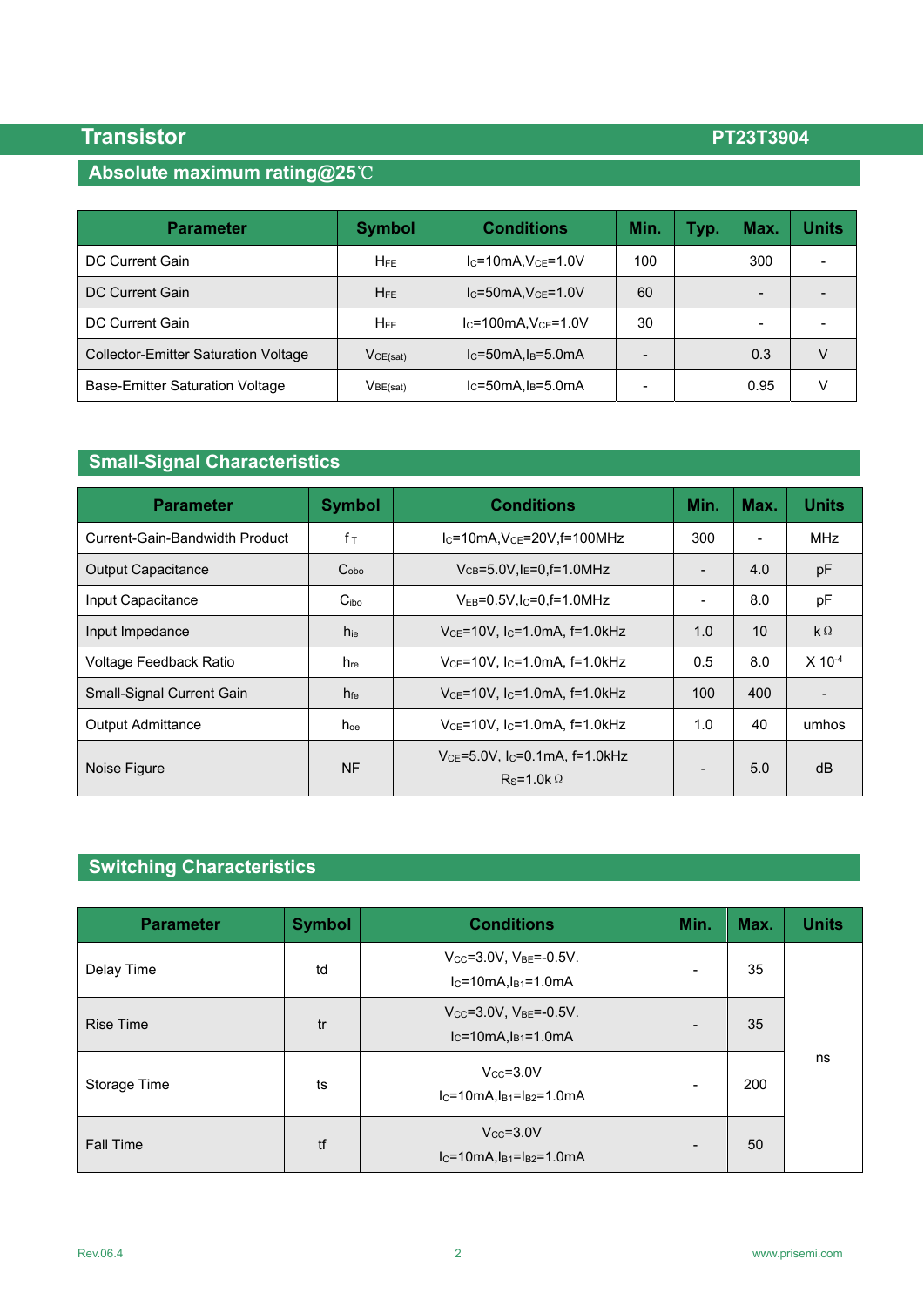## Absolute maximum rating@25℃

| Parameter | Symbol | Conditions | Min. | Typ. | Max. | Units |
|---|---|---|---|---|---|---|
| DC Current Gain | $H_{FE}$ | $I_C$=10mA,$V_{CE}$=1.0V | 100 | | 300 | - |
| DC Current Gain | $H_{FE}$ | $I_C$=50mA,$V_{CE}$=1.0V | 60 | | - | - |
| DC Current Gain | $H_{FE}$ | $I_C$=100mA,$V_{CE}$=1.0V | 30 | | - | - |
| Collector-Emitter Saturation Voltage | $V_{CE(sat)}$ | $I_C$=50mA,$I_B$=5.0mA | - | | 0.3 | V |
| Base-Emitter Saturation Voltage | $V_{BE(sat)}$ | $I_C$=50mA,$I_B$=5.0mA | - | | 0.95 | V |

## Small-Signal Characteristics

| Parameter | Symbol | Conditions | Min. | Max. | Units |
|---|---|---|---|---|---|
| Current-Gain-Bandwidth Product | $f_T$ | $I_C$=10mA,$V_{CE}$=20V,f=100MHz | 300 | - | MHz |
| Output Capacitance | $C_{obo}$ | $V_{CB}$=5.0V,$I_E$=0,f=1.0MHz | - | 4.0 | pF |
| Input Capacitance | $C_{ibo}$ | $V_{EB}$=0.5V,$I_C$=0,f=1.0MHz | - | 8.0 | pF |
| Input Impedance | $h_{ie}$ | $V_{CE}$=10V, $I_C$=1.0mA, f=1.0kHz | 1.0 | 10 | kΩ |
| Voltage Feedback Ratio | $h_{re}$ | $V_{CE}$=10V, $I_C$=1.0mA, f=1.0kHz | 0.5 | 8.0 | X $10^{-4}$ |
| Small-Signal Current Gain | $h_{fe}$ | $V_{CE}$=10V, $I_C$=1.0mA, f=1.0kHz | 100 | 400 | - |
| Output Admittance | $h_{oe}$ | $V_{CE}$=10V, $I_C$=1.0mA, f=1.0kHz | 1.0 | 40 | umhos |
| Noise Figure | NF | $V_{CE}$=5.0V, $I_C$=0.1mA, f=1.0kHz $R_S$=1.0kΩ | - | 5.0 | dB |

## Switching Characteristics

| Parameter | Symbol | Conditions | Min. | Max. | Units |
|---|---|---|---|---|---|
| Delay Time | td | $V_{CC}$=3.0V, $V_{BE}$=-0.5V. $I_C$=10mA,$I_{B1}$=1.0mA | - | 35 | ns |
| Rise Time | tr | $V_{CC}$=3.0V, $V_{BE}$=-0.5V. $I_C$=10mA,$I_{B1}$=1.0mA | - | 35 | ns |
| Storage Time | ts | $V_{CC}$=3.0V $I_C$=10mA,$I_{B1}$=$I_{B2}$=1.0mA | - | 200 | ns |
| Fall Time | tf | $V_{CC}$=3.0V $I_C$=10mA,$I_{B1}$=$I_{B2}$=1.0mA | - | 50 | ns |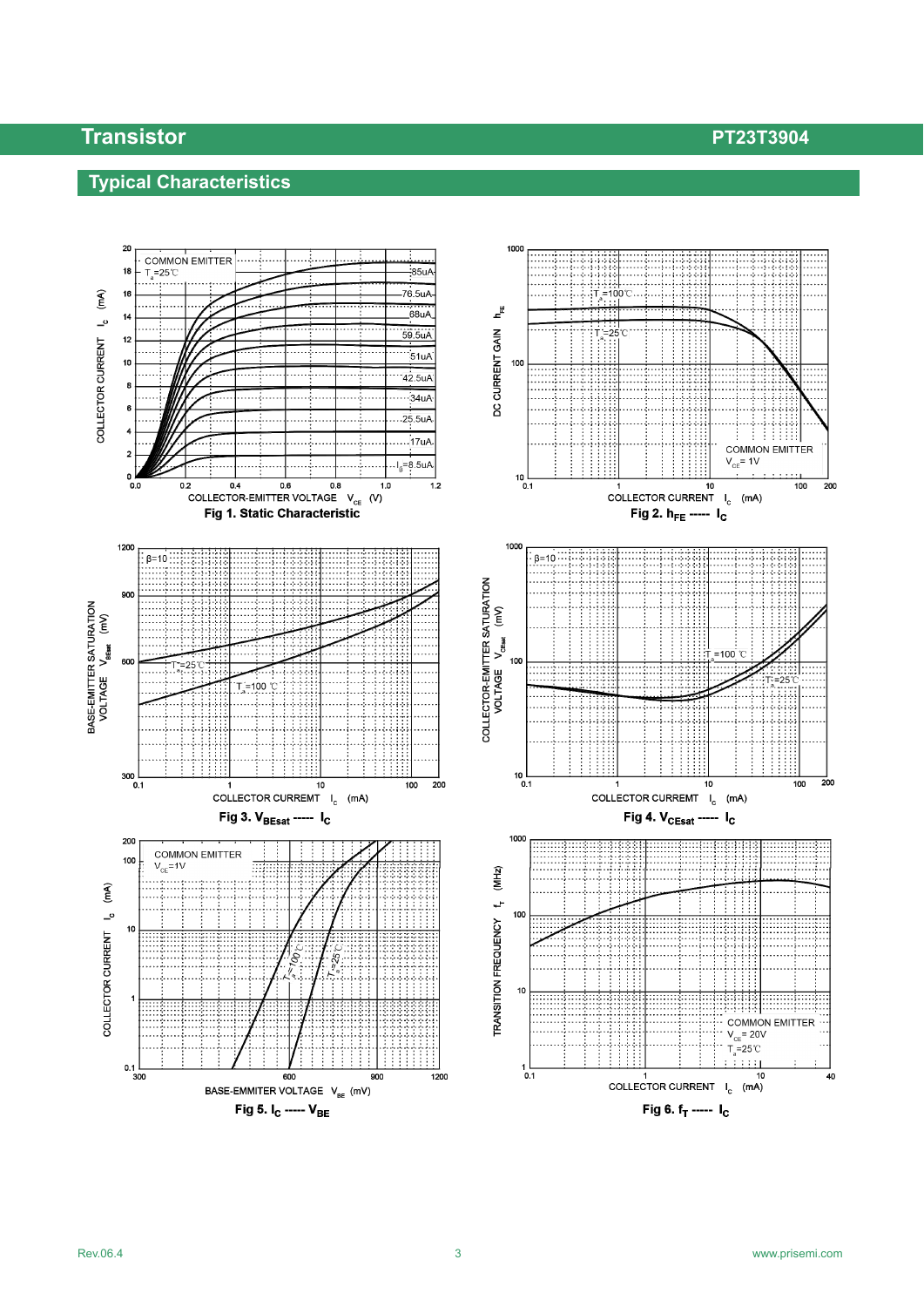## Typical Characteristics

Fig 1. Static Characteristic

Fig 2. $h_{FE}$ ----- $I_C$

Fig 3. $V_{BEsat}$ ----- $I_C$

Fig 4. $V_{CEsat}$ ----- $I_C$

Fig 5. $I_C$ ----- $V_{BE}$

Fig 6. $f_T$ ----- $I_C$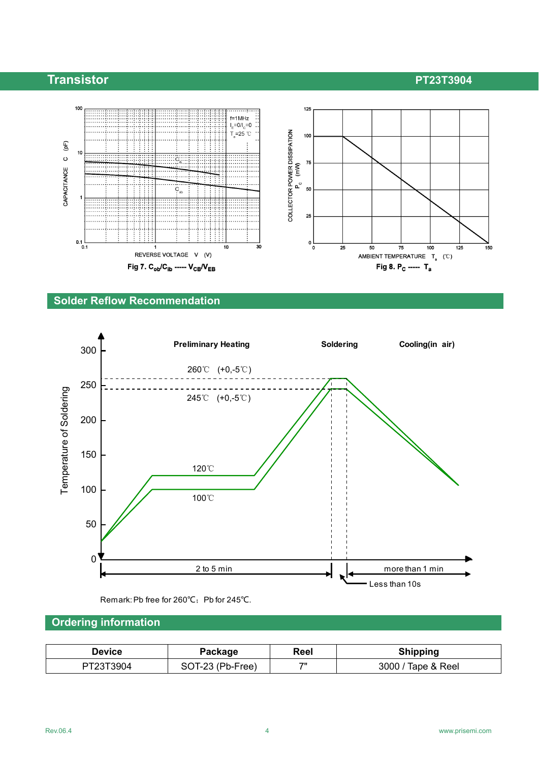Fig 7. $C_{ob}/C_{ib}$ ----- $V_{CB}/V_{EB}$

Fig 8. $P_C$ ----- $T_a$

## Solder Reflow Recommendation

Remark: Pb free for 260℃; Pb for 245℃.

## Ordering information

| Device | Package | Reel | Shipping |
|---|---|---|---|
| PT23T3904 | SOT-23 (Pb-Free) | 7" | 3000 / Tape & Reel |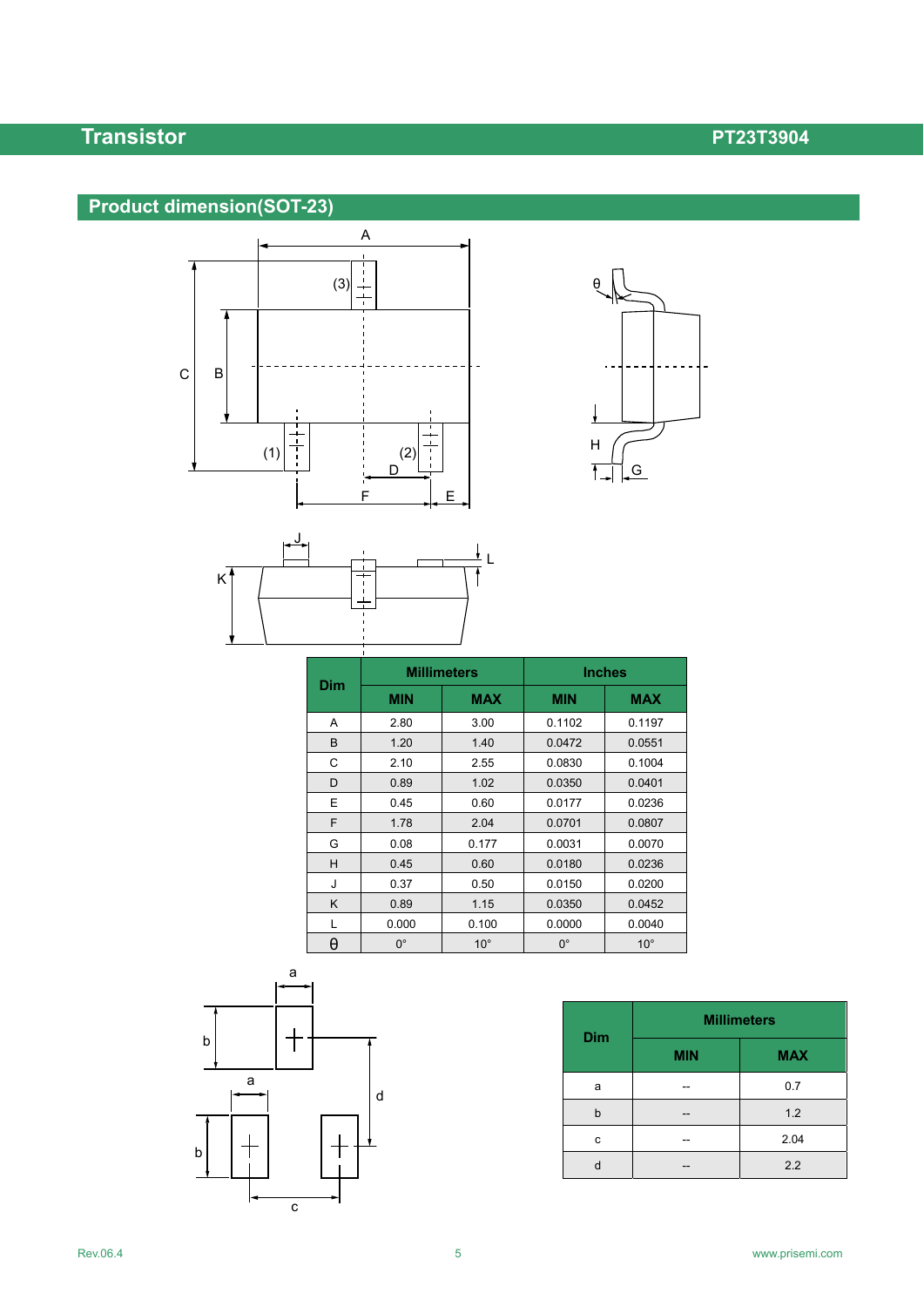## Product dimension(SOT-23)

| Dim | Millimeters | | Inches | |
|---|---|---|---|---|
| | MIN | MAX | MIN | MAX |
| A | 2.80 | 3.00 | 0.1102 | 0.1197 |
| B | 1.20 | 1.40 | 0.0472 | 0.0551 |
| C | 2.10 | 2.55 | 0.0830 | 0.1004 |
| D | 0.89 | 1.02 | 0.0350 | 0.0401 |
| E | 0.45 | 0.60 | 0.0177 | 0.0236 |
| F | 1.78 | 2.04 | 0.0701 | 0.0807 |
| G | 0.08 | 0.177 | 0.0031 | 0.0070 |
| H | 0.45 | 0.60 | 0.0180 | 0.0236 |
| J | 0.37 | 0.50 | 0.0150 | 0.0200 |
| K | 0.89 | 1.15 | 0.0350 | 0.0452 |
| L | 0.000 | 0.100 | 0.0000 | 0.0040 |
| θ | 0° | 10° | 0° | 10° |

| Dim | Millimeters | |
|---|---|---|
| | MIN | MAX |
| a | -- | 0.7 |
| b | -- | 1.2 |
| c | -- | 2.04 |
| d | -- | 2.2 |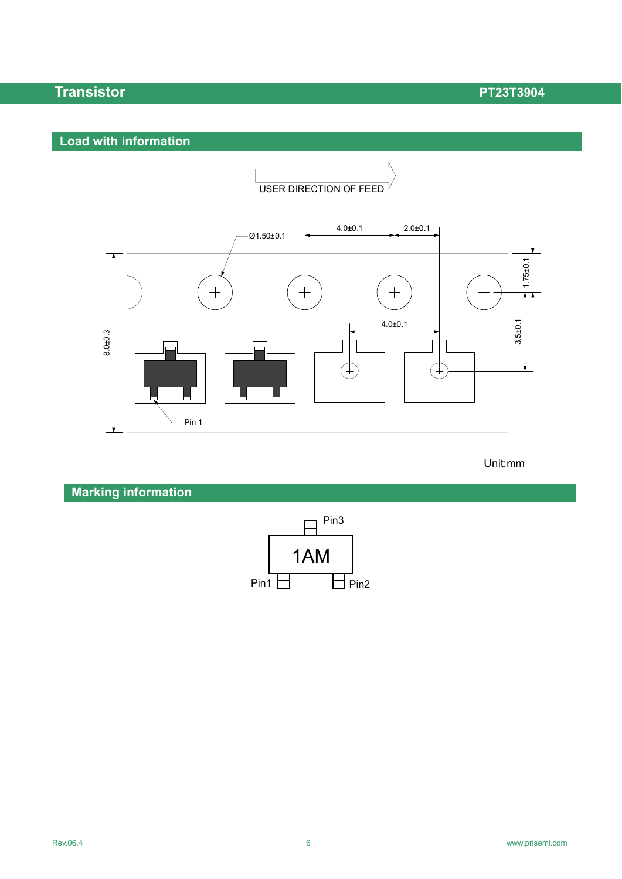## Load with information

USER DIRECTION OF FEED

Ø1.50±0.1

4.0±0.1

2.0±0.1

1.75±0.1

3.5±0.1

4.0±0.1

8.0±0.3

Pin 1

Unit:mm

## Marking information

Pin3

1AM

Pin1

Pin2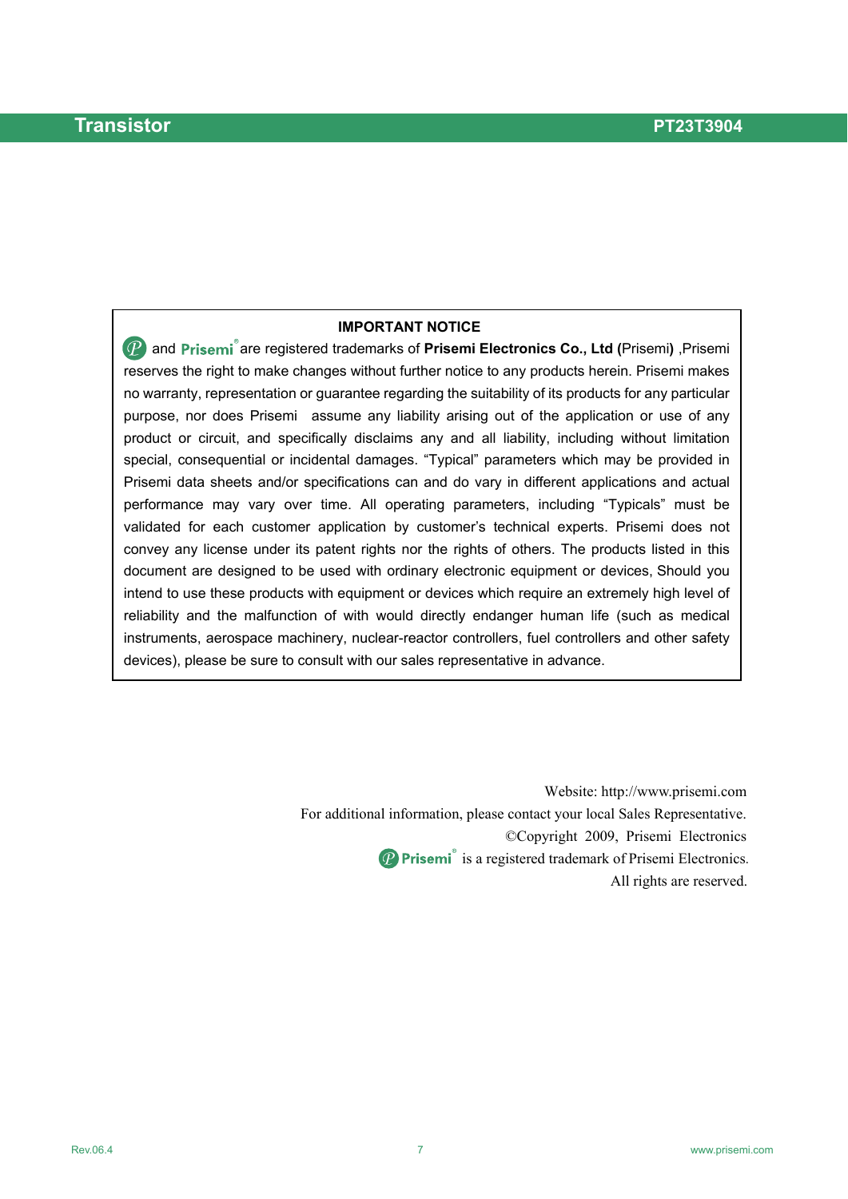## IMPORTANT NOTICE

and Prisemi® are registered trademarks of **Prisemi Electronics Co., Ltd (**Prisemi**)** ,Prisemi reserves the right to make changes without further notice to any products herein. Prisemi makes no warranty, representation or guarantee regarding the suitability of its products for any particular purpose, nor does Prisemi assume any liability arising out of the application or use of any product or circuit, and specifically disclaims any and all liability, including without limitation special, consequential or incidental damages. "Typical" parameters which may be provided in Prisemi data sheets and/or specifications can and do vary in different applications and actual performance may vary over time. All operating parameters, including "Typicals" must be validated for each customer application by customer's technical experts. Prisemi does not convey any license under its patent rights nor the rights of others. The products listed in this document are designed to be used with ordinary electronic equipment or devices, Should you intend to use these products with equipment or devices which require an extremely high level of reliability and the malfunction of with would directly endanger human life (such as medical instruments, aerospace machinery, nuclear-reactor controllers, fuel controllers and other safety devices), please be sure to consult with our sales representative in advance.

Website: http://www.prisemi.com

For additional information, please contact your local Sales Representative.

©Copyright 2009, Prisemi Electronics

Prisemi® is a registered trademark of Prisemi Electronics.

All rights are reserved.